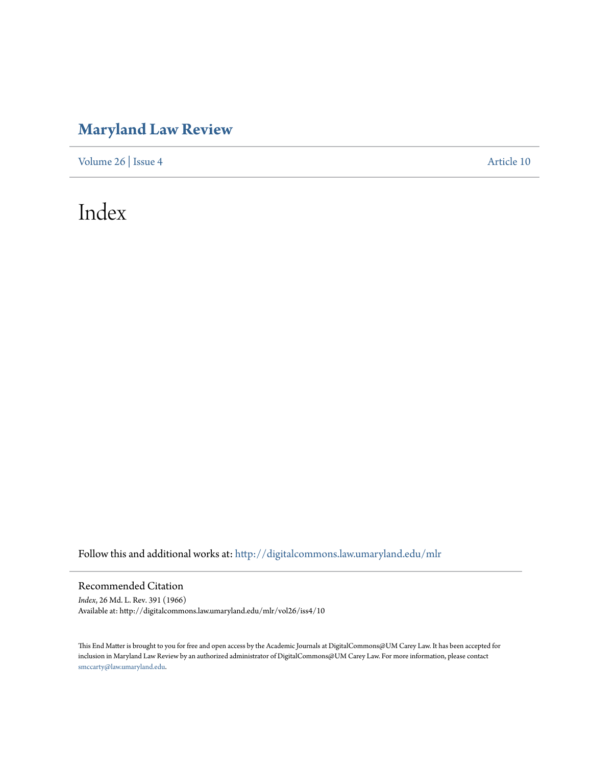# Maryland Law Review

Volume 26 | Issue 4 Article 10

# Index

Follow this and additional works at: http://digitalcommons.law.umaryland.edu/mlr

## Recommended Citation

*Index*, 26 Md. L. Rev. 391 (1966)
Available at: http://digitalcommons.law.umaryland.edu/mlr/vol26/iss4/10

This End Matter is brought to you for free and open access by the Academic Journals at DigitalCommons@UM Carey Law. It has been accepted for inclusion in Maryland Law Review by an authorized administrator of DigitalCommons@UM Carey Law. For more information, please contact smccarty@law.umaryland.edu.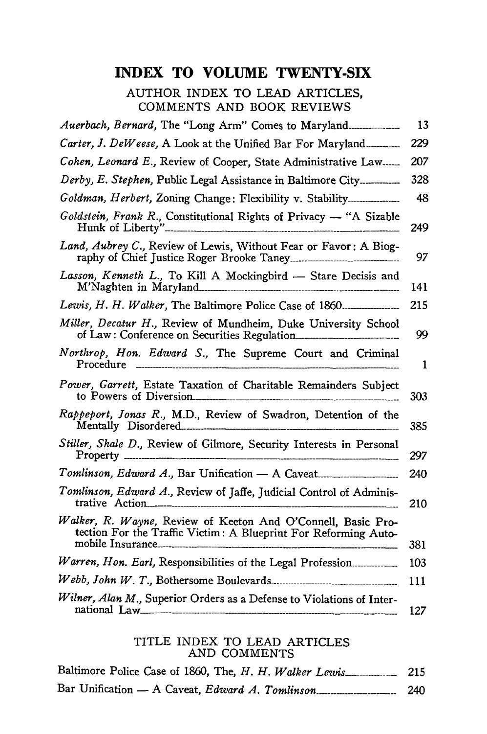# INDEX TO VOLUME TWENTY-SIX

## AUTHOR INDEX TO LEAD ARTICLES, COMMENTS AND BOOK REVIEWS

| | |
|---|---|
| *Auerbach, Bernard,* The "Long Arm" Comes to Maryland | 13 |
| *Carter, J. DeWeese,* A Look at the Unified Bar For Maryland | 229 |
| *Cohen, Leonard E.,* Review of Cooper, State Administrative Law | 207 |
| *Derby, E. Stephen,* Public Legal Assistance in Baltimore City | 328 |
| *Goldman, Herbert,* Zoning Change: Flexibility v. Stability | 48 |
| *Goldstein, Frank R.,* Constitutional Rights of Privacy — "A Sizable Hunk of Liberty" | 249 |
| *Land, Aubrey C.,* Review of Lewis, Without Fear or Favor: A Biography of Chief Justice Roger Brooke Taney | 97 |
| *Lasson, Kenneth L.,* To Kill A Mockingbird — Stare Decisis and M'Naghten in Maryland | 141 |
| *Lewis, H. H. Walker,* The Baltimore Police Case of 1860 | 215 |
| *Miller, Decatur H.,* Review of Mundheim, Duke University School of Law: Conference on Securities Regulation | 99 |
| *Northrop, Hon. Edward S.,* The Supreme Court and Criminal Procedure | 1 |
| *Power, Garrett,* Estate Taxation of Charitable Remainders Subject to Powers of Diversion | 303 |
| *Rappeport, Jonas R.,* M.D., Review of Swadron, Detention of the Mentally Disordered | 385 |
| *Stiller, Shale D.,* Review of Gilmore, Security Interests in Personal Property | 297 |
| *Tomlinson, Edward A.,* Bar Unification — A Caveat | 240 |
| *Tomlinson, Edward A.,* Review of Jaffe, Judicial Control of Administrative Action | 210 |
| *Walker, R. Wayne,* Review of Keeton And O'Connell, Basic Protection For the Traffic Victim: A Blueprint For Reforming Automobile Insurance | 381 |
| *Warren, Hon. Earl,* Responsibilities of the Legal Profession | 103 |
| *Webb, John W. T.,* Bothersome Boulevards | 111 |
| *Wilner, Alan M.,* Superior Orders as a Defense to Violations of International Law | 127 |

## TITLE INDEX TO LEAD ARTICLES AND COMMENTS

| | |
|---|---|
| Baltimore Police Case of 1860, The, *H. H. Walker Lewis* | 215 |
| Bar Unification — A Caveat, *Edward A. Tomlinson* | 240 |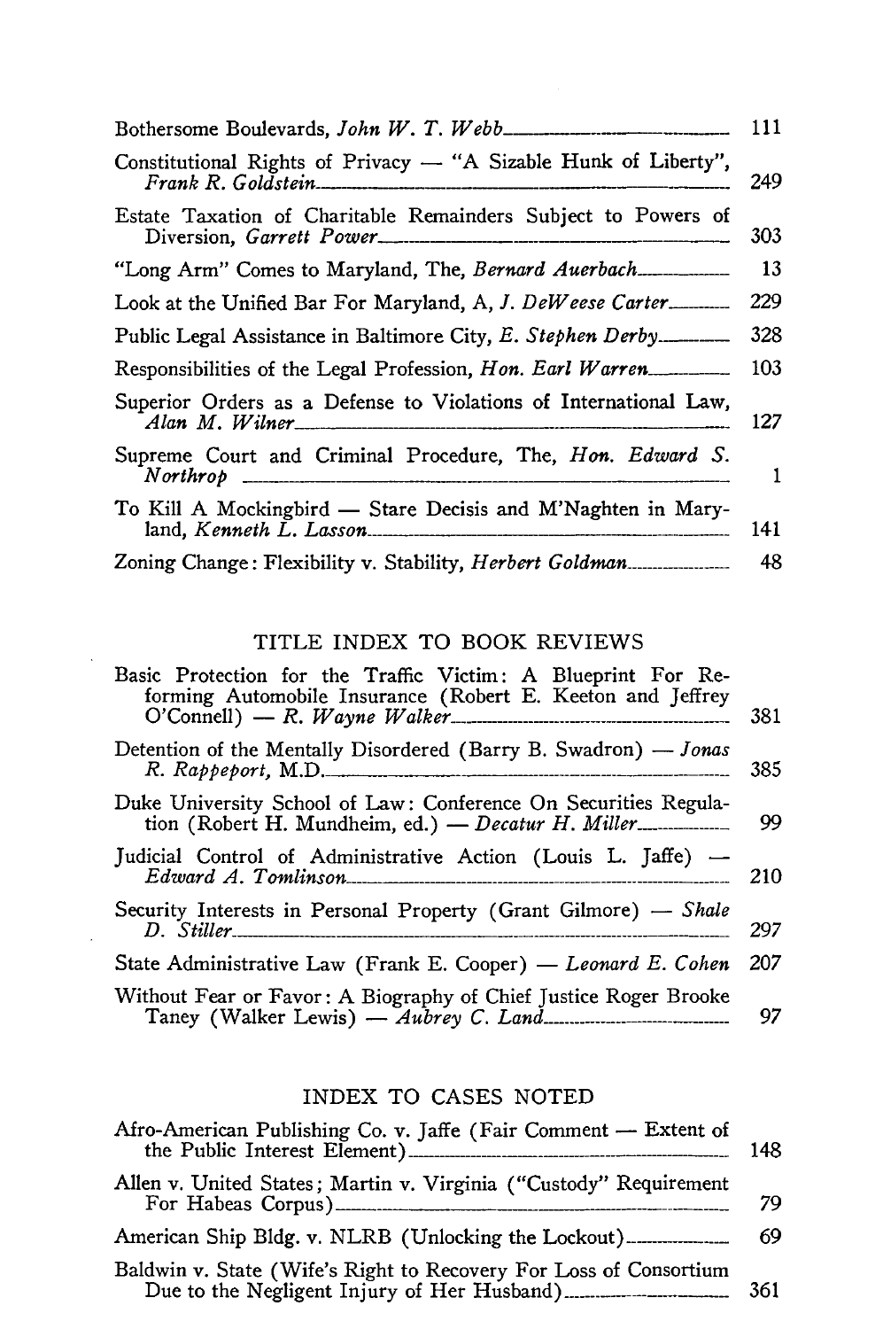Bothersome Boulevards, *John W. T. Webb* ... 111

Constitutional Rights of Privacy — "A Sizable Hunk of Liberty", *Frank R. Goldstein* ... 249

Estate Taxation of Charitable Remainders Subject to Powers of Diversion, *Garrett Power* ... 303

"Long Arm" Comes to Maryland, The, *Bernard Auerbach* ... 13

Look at the Unified Bar For Maryland, A, *J. DeWeese Carter* ... 229

Public Legal Assistance in Baltimore City, *E. Stephen Derby* ... 328

Responsibilities of the Legal Profession, *Hon. Earl Warren* ... 103

Superior Orders as a Defense to Violations of International Law, *Alan M. Wilner* ... 127

Supreme Court and Criminal Procedure, The, *Hon. Edward S. Northrop* ... 1

To Kill A Mockingbird — Stare Decisis and M'Naghten in Maryland, *Kenneth L. Lasson* ... 141

Zoning Change: Flexibility v. Stability, *Herbert Goldman* ... 48

## TITLE INDEX TO BOOK REVIEWS

Basic Protection for the Traffic Victim: A Blueprint For Reforming Automobile Insurance (Robert E. Keeton and Jeffrey O'Connell) — *R. Wayne Walker* ... 381

Detention of the Mentally Disordered (Barry B. Swadron) — *Jonas R. Rappeport,* M.D. ... 385

Duke University School of Law: Conference On Securities Regulation (Robert H. Mundheim, ed.) — *Decatur H. Miller* ... 99

Judicial Control of Administrative Action (Louis L. Jaffe) — *Edward A. Tomlinson* ... 210

Security Interests in Personal Property (Grant Gilmore) — *Shale D. Stiller* ... 297

State Administrative Law (Frank E. Cooper) — *Leonard E. Cohen* 207

Without Fear or Favor: A Biography of Chief Justice Roger Brooke Taney (Walker Lewis) — *Aubrey C. Land* ... 97

## INDEX TO CASES NOTED

Afro-American Publishing Co. v. Jaffe (Fair Comment — Extent of the Public Interest Element) ... 148

Allen v. United States; Martin v. Virginia ("Custody" Requirement For Habeas Corpus) ... 79

American Ship Bldg. v. NLRB (Unlocking the Lockout) ... 69

Baldwin v. State (Wife's Right to Recovery For Loss of Consortium Due to the Negligent Injury of Her Husband) ... 361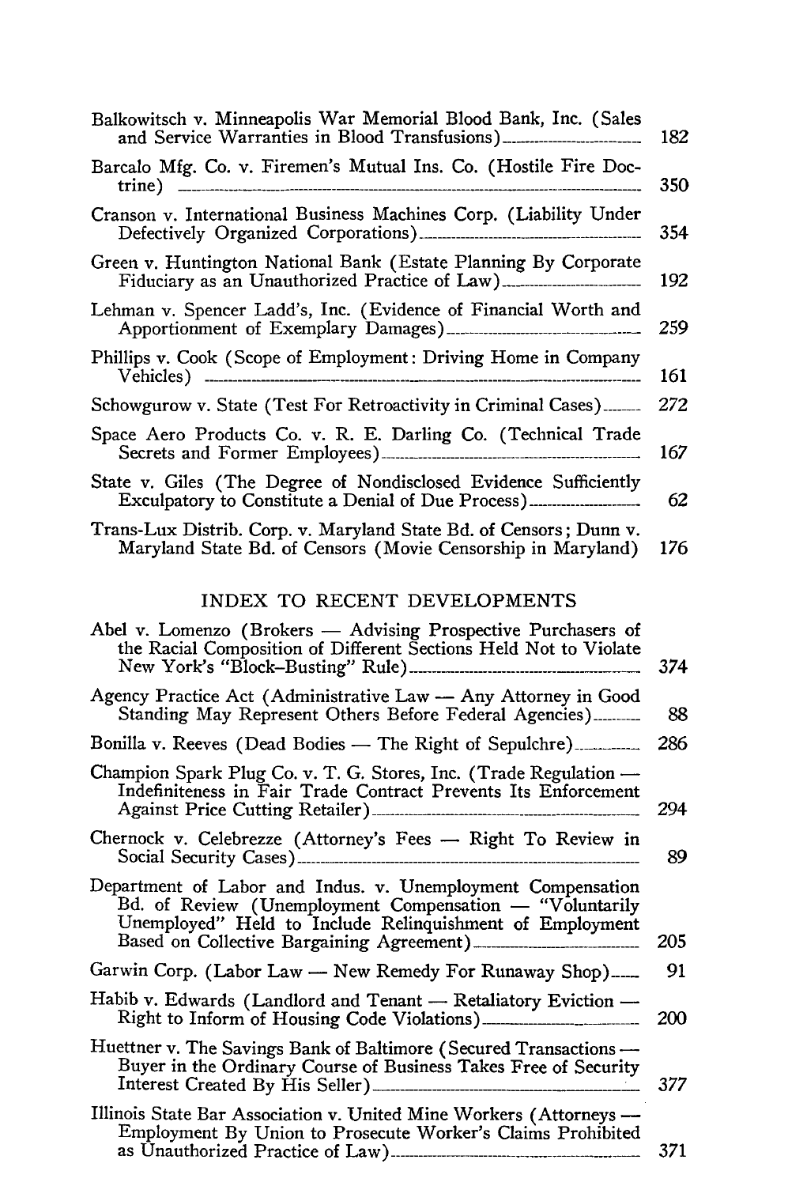Balkowitsch v. Minneapolis War Memorial Blood Bank, Inc. (Sales and Service Warranties in Blood Transfusions) 182

Barcalo Mfg. Co. v. Firemen's Mutual Ins. Co. (Hostile Fire Doctrine) 350

Cranson v. International Business Machines Corp. (Liability Under Defectively Organized Corporations) 354

Green v. Huntington National Bank (Estate Planning By Corporate Fiduciary as an Unauthorized Practice of Law) 192

Lehman v. Spencer Ladd's, Inc. (Evidence of Financial Worth and Apportionment of Exemplary Damages) 259

Phillips v. Cook (Scope of Employment: Driving Home in Company Vehicles) 161

Schowgurow v. State (Test For Retroactivity in Criminal Cases) 272

Space Aero Products Co. v. R. E. Darling Co. (Technical Trade Secrets and Former Employees) 167

State v. Giles (The Degree of Nondisclosed Evidence Sufficiently Exculpatory to Constitute a Denial of Due Process) 62

Trans-Lux Distrib. Corp. v. Maryland State Bd. of Censors; Dunn v. Maryland State Bd. of Censors (Movie Censorship in Maryland) 176

## INDEX TO RECENT DEVELOPMENTS

Abel v. Lomenzo (Brokers — Advising Prospective Purchasers of the Racial Composition of Different Sections Held Not to Violate New York's "Block-Busting" Rule) 374

Agency Practice Act (Administrative Law — Any Attorney in Good Standing May Represent Others Before Federal Agencies) 88

Bonilla v. Reeves (Dead Bodies — The Right of Sepulchre) 286

Champion Spark Plug Co. v. T. G. Stores, Inc. (Trade Regulation — Indefiniteness in Fair Trade Contract Prevents Its Enforcement Against Price Cutting Retailer) 294

Chernock v. Celebrezze (Attorney's Fees — Right To Review in Social Security Cases) 89

Department of Labor and Indus. v. Unemployment Compensation Bd. of Review (Unemployment Compensation — "Voluntarily Unemployed" Held to Include Relinquishment of Employment Based on Collective Bargaining Agreement) 205

Garwin Corp. (Labor Law — New Remedy For Runaway Shop) 91

Habib v. Edwards (Landlord and Tenant — Retaliatory Eviction — Right to Inform of Housing Code Violations) 200

Huettner v. The Savings Bank of Baltimore (Secured Transactions — Buyer in the Ordinary Course of Business Takes Free of Security Interest Created By His Seller) 377

Illinois State Bar Association v. United Mine Workers (Attorneys — Employment By Union to Prosecute Worker's Claims Prohibited as Unauthorized Practice of Law) 371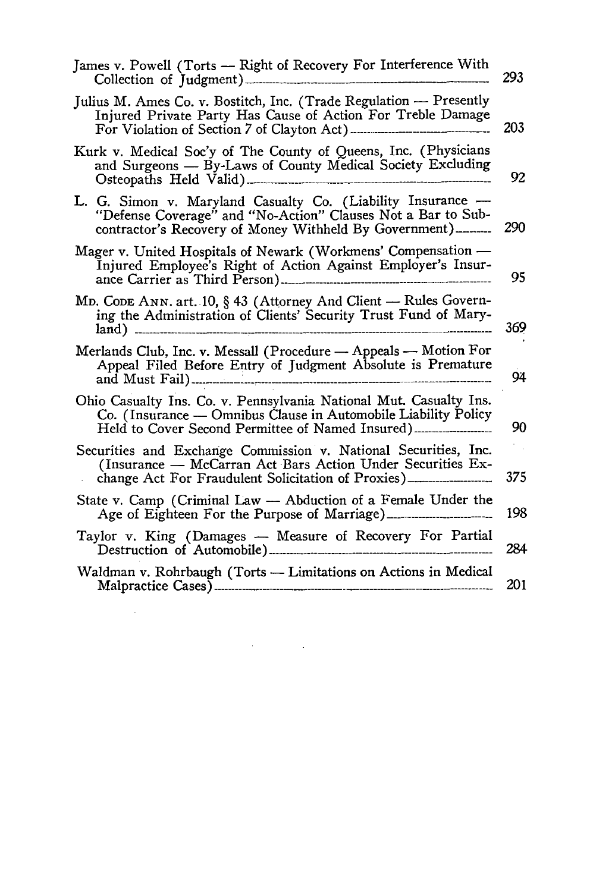James v. Powell (Torts — Right of Recovery For Interference With Collection of Judgment) .......... 293

Julius M. Ames Co. v. Bostitch, Inc. (Trade Regulation — Presently Injured Private Party Has Cause of Action For Treble Damage For Violation of Section 7 of Clayton Act) .......... 203

Kurk v. Medical Soc'y of The County of Queens, Inc. (Physicians and Surgeons — By-Laws of County Medical Society Excluding Osteopaths Held Valid) .......... 92

L. G. Simon v. Maryland Casualty Co. (Liability Insurance — "Defense Coverage" and "No-Action" Clauses Not a Bar to Subcontractor's Recovery of Money Withheld By Government) .......... 290

Mager v. United Hospitals of Newark (Workmens' Compensation — Injured Employee's Right of Action Against Employer's Insurance Carrier as Third Person) .......... 95

MD. CODE ANN. art. 10, § 43 (Attorney And Client — Rules Governing the Administration of Clients' Security Trust Fund of Maryland) .......... 369

Merlands Club, Inc. v. Messall (Procedure — Appeals — Motion For Appeal Filed Before Entry of Judgment Absolute is Premature and Must Fail) .......... 94

Ohio Casualty Ins. Co. v. Pennsylvania National Mut. Casualty Ins. Co. (Insurance — Omnibus Clause in Automobile Liability Policy Held to Cover Second Permittee of Named Insured) .......... 90

Securities and Exchange Commission v. National Securities, Inc. (Insurance — McCarran Act Bars Action Under Securities Exchange Act For Fraudulent Solicitation of Proxies) .......... 375

State v. Camp (Criminal Law — Abduction of a Female Under the Age of Eighteen For the Purpose of Marriage) .......... 198

Taylor v. King (Damages — Measure of Recovery For Partial Destruction of Automobile) .......... 284

Waldman v. Rohrbaugh (Torts — Limitations on Actions in Medical Malpractice Cases) .......... 201